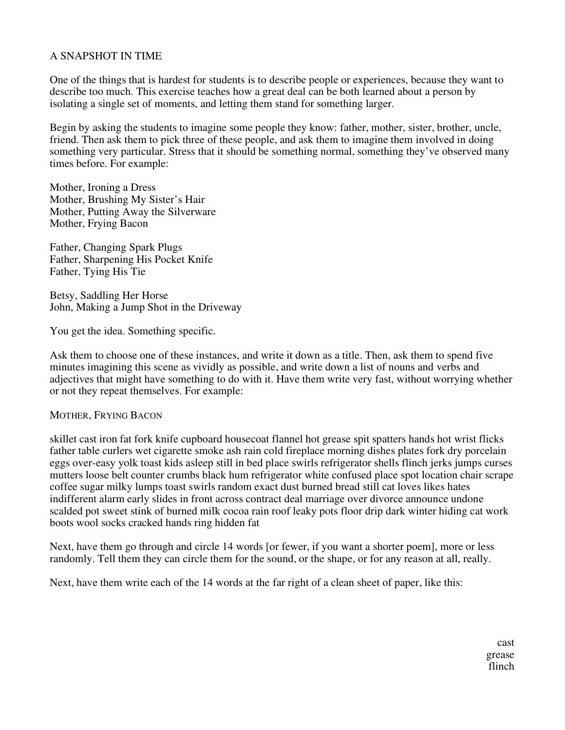# A SNAPSHOT IN TIME

One of the things that is hardest for students is to describe people or experiences, because they want to describe too much. This exercise teaches how a great deal can be both learned about a person by isolating a single set of moments, and letting them stand for something larger.

Begin by asking the students to imagine some people they know: father, mother, sister, brother, uncle, friend. Then ask them to pick three of these people, and ask them to imagine them involved in doing something very particular. Stress that it should be something normal, something they've observed many times before. For example:

Mother, Ironing a Dress
Mother, Brushing My Sister's Hair
Mother, Putting Away the Silverware
Mother, Frying Bacon

Father, Changing Spark Plugs
Father, Sharpening His Pocket Knife
Father, Tying His Tie

Betsy, Saddling Her Horse
John, Making a Jump Shot in the Driveway

You get the idea. Something specific.

Ask them to choose one of these instances, and write it down as a title. Then, ask them to spend five minutes imagining this scene as vividly as possible, and write down a list of nouns and verbs and adjectives that might have something to do with it. Have them write very fast, without worrying whether or not they repeat themselves. For example:

MOTHER, FRYING BACON

skillet cast iron fat fork knife cupboard housecoat flannel hot grease spit spatters hands hot wrist flicks father table curlers wet cigarette smoke ash rain cold fireplace morning dishes plates fork dry porcelain eggs over-easy yolk toast kids asleep still in bed place swirls refrigerator shells flinch jerks jumps curses mutters loose belt counter crumbs black hum refrigerator white confused place spot location chair scrape coffee sugar milky lumps toast swirls random exact dust burned bread still cat loves likes hates indifferent alarm early slides in front across contract deal marriage over divorce announce undone scalded pot sweet stink of burned milk cocoa rain roof leaky pots floor drip dark winter hiding cat work boots wool socks cracked hands ring hidden fat

Next, have them go through and circle 14 words [or fewer, if you want a shorter poem], more or less randomly. Tell them they can circle them for the sound, or the shape, or for any reason at all, really.

Next, have them write each of the 14 words at the far right of a clean sheet of paper, like this:

cast
grease
flinch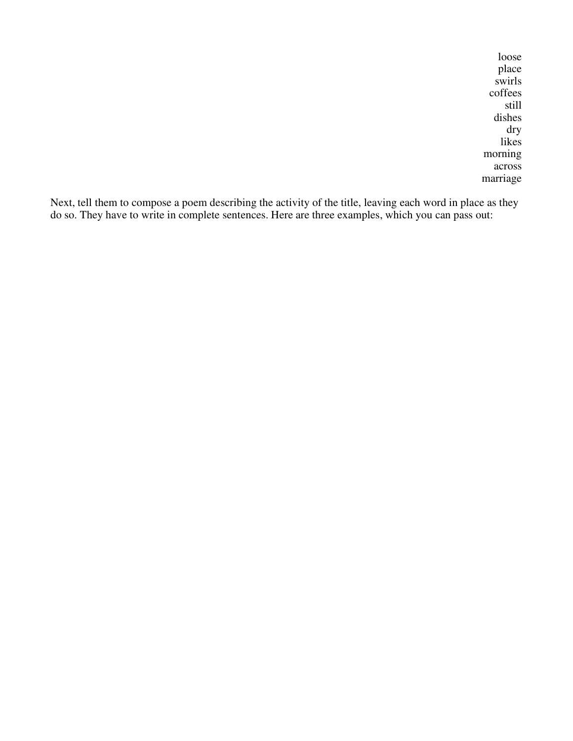loose  
place  
swirls  
coffees  
still  
dishes  
dry  
likes  
morning  
across  
marriage

Next, tell them to compose a poem describing the activity of the title, leaving each word in place as they do so. They have to write in complete sentences. Here are three examples, which you can pass out: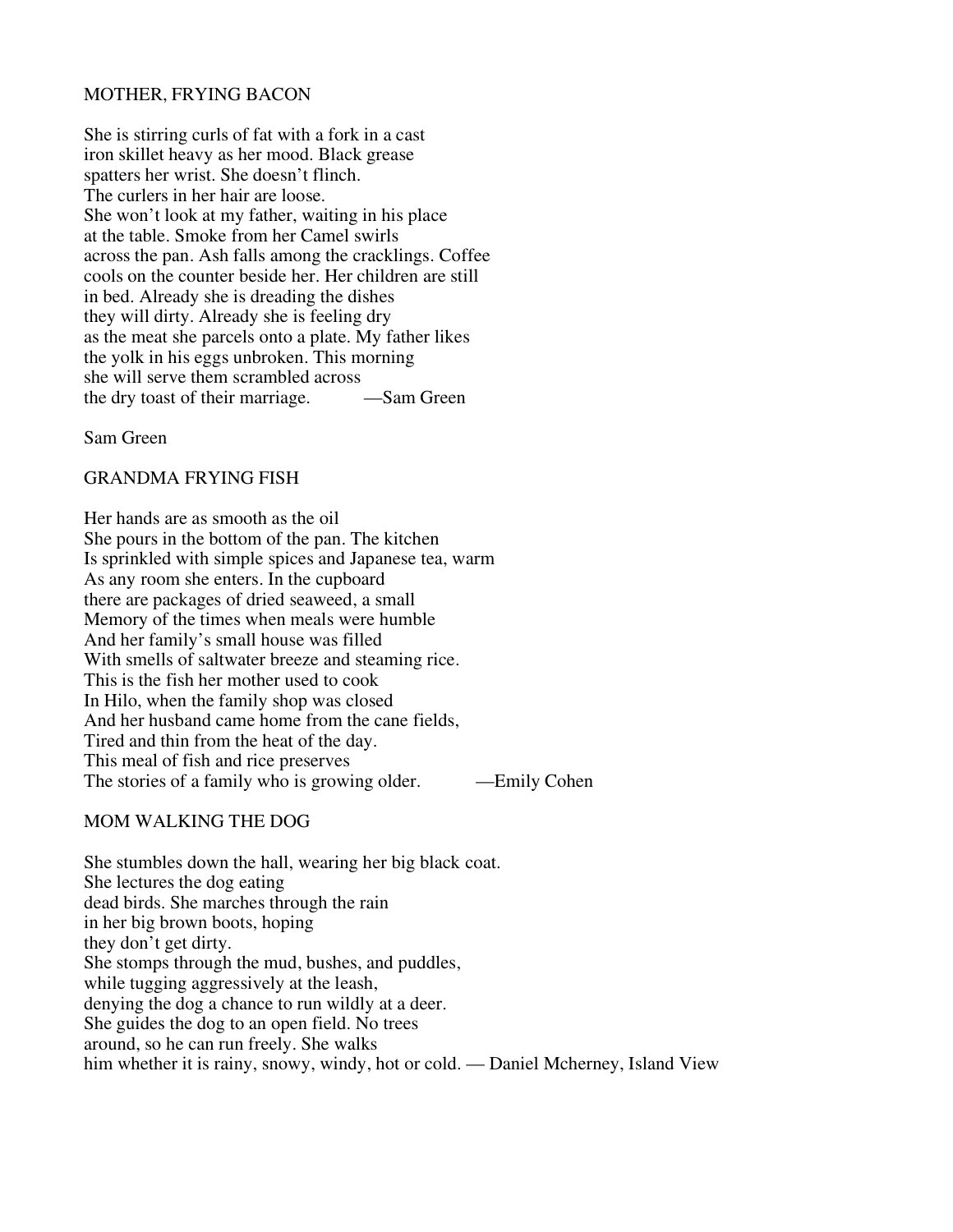## MOTHER, FRYING BACON

She is stirring curls of fat with a fork in a cast
iron skillet heavy as her mood. Black grease
spatters her wrist. She doesn't flinch.
The curlers in her hair are loose.
She won't look at my father, waiting in his place
at the table. Smoke from her Camel swirls
across the pan. Ash falls among the cracklings. Coffee
cools on the counter beside her. Her children are still
in bed. Already she is dreading the dishes
they will dirty. Already she is feeling dry
as the meat she parcels onto a plate. My father likes
the yolk in his eggs unbroken. This morning
she will serve them scrambled across
the dry toast of their marriage. —Sam Green

Sam Green

## GRANDMA FRYING FISH

Her hands are as smooth as the oil
She pours in the bottom of the pan. The kitchen
Is sprinkled with simple spices and Japanese tea, warm
As any room she enters. In the cupboard
there are packages of dried seaweed, a small
Memory of the times when meals were humble
And her family's small house was filled
With smells of saltwater breeze and steaming rice.
This is the fish her mother used to cook
In Hilo, when the family shop was closed
And her husband came home from the cane fields,
Tired and thin from the heat of the day.
This meal of fish and rice preserves
The stories of a family who is growing older. —Emily Cohen

## MOM WALKING THE DOG

She stumbles down the hall, wearing her big black coat.
She lectures the dog eating
dead birds. She marches through the rain
in her big brown boots, hoping
they don't get dirty.
She stomps through the mud, bushes, and puddles,
while tugging aggressively at the leash,
denying the dog a chance to run wildly at a deer.
She guides the dog to an open field. No trees
around, so he can run freely. She walks
him whether it is rainy, snowy, windy, hot or cold. — Daniel Mcherney, Island View